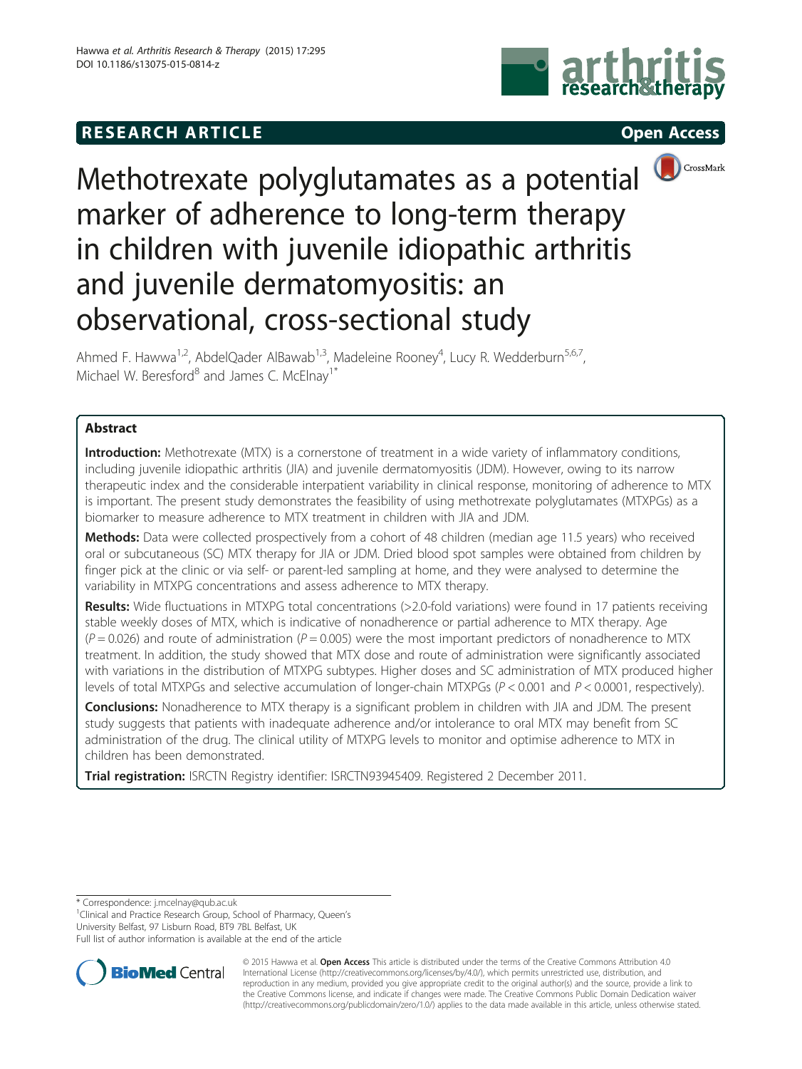RESEARCH ARTICLE **Open Access**

# Methotrexate polyglutamates as a potential marker of adherence to long-term therapy in children with juvenile idiopathic arthritis and juvenile dermatomyositis: an observational, cross-sectional study

Ahmed F. Hawwa[1,2], AbdelQader AlBawab[1,3], Madeleine Rooney[4], Lucy R. Wedderburn[5,6,7], Michael W. Beresford[8] and James C. McElnay[1*]

## Abstract

**Introduction:** Methotrexate (MTX) is a cornerstone of treatment in a wide variety of inflammatory conditions, including juvenile idiopathic arthritis (JIA) and juvenile dermatomyositis (JDM). However, owing to its narrow therapeutic index and the considerable interpatient variability in clinical response, monitoring of adherence to MTX is important. The present study demonstrates the feasibility of using methotrexate polyglutamates (MTXPGs) as a biomarker to measure adherence to MTX treatment in children with JIA and JDM.

**Methods:** Data were collected prospectively from a cohort of 48 children (median age 11.5 years) who received oral or subcutaneous (SC) MTX therapy for JIA or JDM. Dried blood spot samples were obtained from children by finger pick at the clinic or via self- or parent-led sampling at home, and they were analysed to determine the variability in MTXPG concentrations and assess adherence to MTX therapy.

**Results:** Wide fluctuations in MTXPG total concentrations (>2.0-fold variations) were found in 17 patients receiving stable weekly doses of MTX, which is indicative of nonadherence or partial adherence to MTX therapy. Age ($P = 0.026$) and route of administration ($P = 0.005$) were the most important predictors of nonadherence to MTX treatment. In addition, the study showed that MTX dose and route of administration were significantly associated with variations in the distribution of MTXPG subtypes. Higher doses and SC administration of MTX produced higher levels of total MTXPGs and selective accumulation of longer-chain MTXPGs ($P < 0.001$ and $P < 0.0001$, respectively).

**Conclusions:** Nonadherence to MTX therapy is a significant problem in children with JIA and JDM. The present study suggests that patients with inadequate adherence and/or intolerance to oral MTX may benefit from SC administration of the drug. The clinical utility of MTXPG levels to monitor and optimise adherence to MTX in children has been demonstrated.

**Trial registration:** ISRCTN Registry identifier: ISRCTN93945409. Registered 2 December 2011.

---

\* Correspondence: j.mcelnay@qub.ac.uk

[1]Clinical and Practice Research Group, School of Pharmacy, Queen's University Belfast, 97 Lisburn Road, BT9 7BL Belfast, UK

Full list of author information is available at the end of the article

© 2015 Hawwa et al. **Open Access** This article is distributed under the terms of the Creative Commons Attribution 4.0 International License (http://creativecommons.org/licenses/by/4.0/), which permits unrestricted use, distribution, and reproduction in any medium, provided you give appropriate credit to the original author(s) and the source, provide a link to the Creative Commons license, and indicate if changes were made. The Creative Commons Public Domain Dedication waiver (http://creativecommons.org/publicdomain/zero/1.0/) applies to the data made available in this article, unless otherwise stated.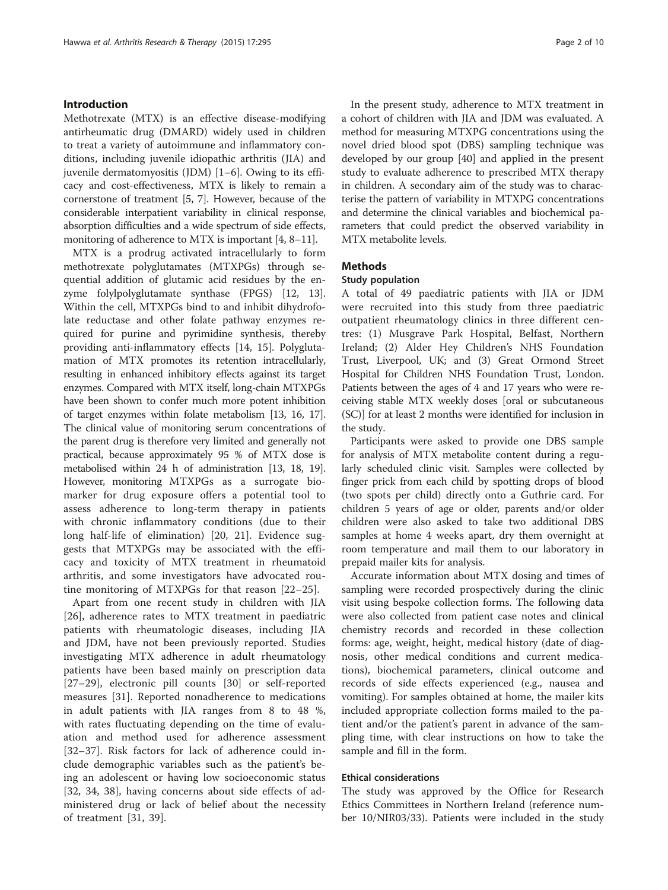## Introduction

Methotrexate (MTX) is an effective disease-modifying antirheumatic drug (DMARD) widely used in children to treat a variety of autoimmune and inflammatory conditions, including juvenile idiopathic arthritis (JIA) and juvenile dermatomyositis (JDM) [1–6]. Owing to its efficacy and cost-effectiveness, MTX is likely to remain a cornerstone of treatment [5, 7]. However, because of the considerable interpatient variability in clinical response, absorption difficulties and a wide spectrum of side effects, monitoring of adherence to MTX is important [4, 8–11].

MTX is a prodrug activated intracellularly to form methotrexate polyglutamates (MTXPGs) through sequential addition of glutamic acid residues by the enzyme folylpolyglutamate synthase (FPGS) [12, 13]. Within the cell, MTXPGs bind to and inhibit dihydrofolate reductase and other folate pathway enzymes required for purine and pyrimidine synthesis, thereby providing anti-inflammatory effects [14, 15]. Polyglutamation of MTX promotes its retention intracellularly, resulting in enhanced inhibitory effects against its target enzymes. Compared with MTX itself, long-chain MTXPGs have been shown to confer much more potent inhibition of target enzymes within folate metabolism [13, 16, 17]. The clinical value of monitoring serum concentrations of the parent drug is therefore very limited and generally not practical, because approximately 95 % of MTX dose is metabolised within 24 h of administration [13, 18, 19]. However, monitoring MTXPGs as a surrogate biomarker for drug exposure offers a potential tool to assess adherence to long-term therapy in patients with chronic inflammatory conditions (due to their long half-life of elimination) [20, 21]. Evidence suggests that MTXPGs may be associated with the efficacy and toxicity of MTX treatment in rheumatoid arthritis, and some investigators have advocated routine monitoring of MTXPGs for that reason [22–25].

Apart from one recent study in children with JIA [26], adherence rates to MTX treatment in paediatric patients with rheumatologic diseases, including JIA and JDM, have not been previously reported. Studies investigating MTX adherence in adult rheumatology patients have been based mainly on prescription data [27–29], electronic pill counts [30] or self-reported measures [31]. Reported nonadherence to medications in adult patients with JIA ranges from 8 to 48 %, with rates fluctuating depending on the time of evaluation and method used for adherence assessment [32–37]. Risk factors for lack of adherence could include demographic variables such as the patient's being an adolescent or having low socioeconomic status [32, 34, 38], having concerns about side effects of administered drug or lack of belief about the necessity of treatment [31, 39].

In the present study, adherence to MTX treatment in a cohort of children with JIA and JDM was evaluated. A method for measuring MTXPG concentrations using the novel dried blood spot (DBS) sampling technique was developed by our group [40] and applied in the present study to evaluate adherence to prescribed MTX therapy in children. A secondary aim of the study was to characterise the pattern of variability in MTXPG concentrations and determine the clinical variables and biochemical parameters that could predict the observed variability in MTX metabolite levels.

## Methods

### Study population

A total of 49 paediatric patients with JIA or JDM were recruited into this study from three paediatric outpatient rheumatology clinics in three different centres: (1) Musgrave Park Hospital, Belfast, Northern Ireland; (2) Alder Hey Children's NHS Foundation Trust, Liverpool, UK; and (3) Great Ormond Street Hospital for Children NHS Foundation Trust, London. Patients between the ages of 4 and 17 years who were receiving stable MTX weekly doses [oral or subcutaneous (SC)] for at least 2 months were identified for inclusion in the study.

Participants were asked to provide one DBS sample for analysis of MTX metabolite content during a regularly scheduled clinic visit. Samples were collected by finger prick from each child by spotting drops of blood (two spots per child) directly onto a Guthrie card. For children 5 years of age or older, parents and/or older children were also asked to take two additional DBS samples at home 4 weeks apart, dry them overnight at room temperature and mail them to our laboratory in prepaid mailer kits for analysis.

Accurate information about MTX dosing and times of sampling were recorded prospectively during the clinic visit using bespoke collection forms. The following data were also collected from patient case notes and clinical chemistry records and recorded in these collection forms: age, weight, height, medical history (date of diagnosis, other medical conditions and current medications), biochemical parameters, clinical outcome and records of side effects experienced (e.g., nausea and vomiting). For samples obtained at home, the mailer kits included appropriate collection forms mailed to the patient and/or the patient's parent in advance of the sampling time, with clear instructions on how to take the sample and fill in the form.

### Ethical considerations

The study was approved by the Office for Research Ethics Committees in Northern Ireland (reference number 10/NIR03/33). Patients were included in the study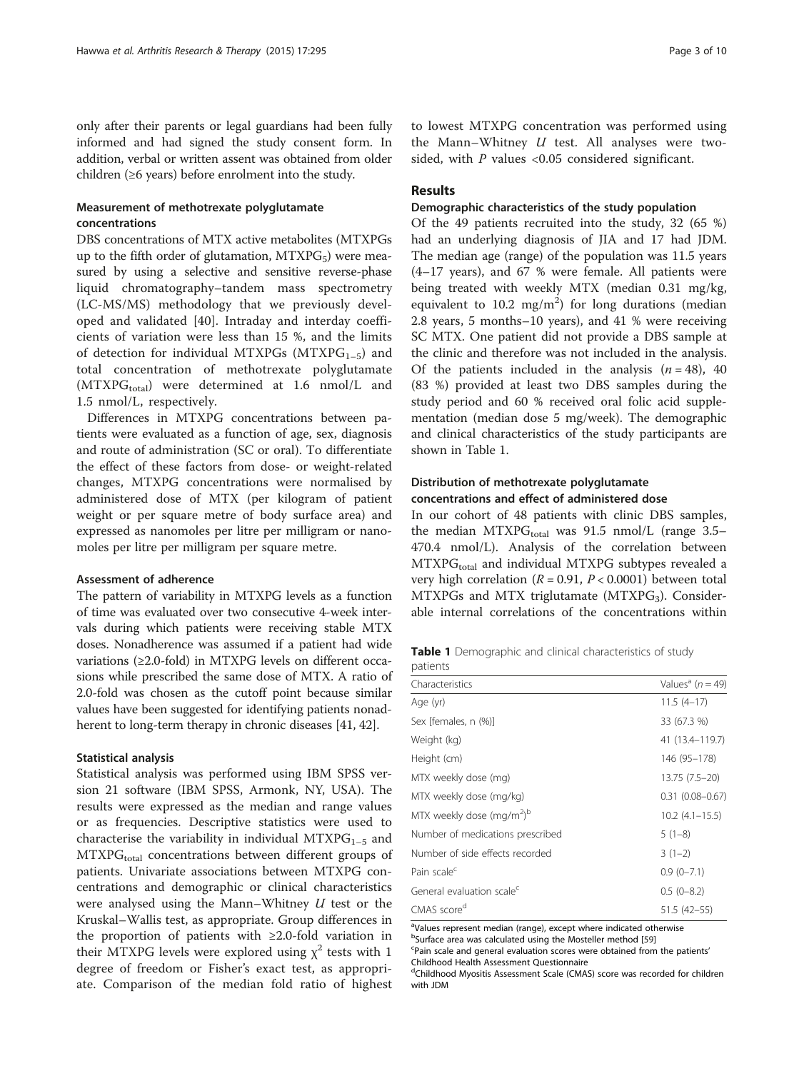only after their parents or legal guardians had been fully informed and had signed the study consent form. In addition, verbal or written assent was obtained from older children (≥6 years) before enrolment into the study.

### Measurement of methotrexate polyglutamate concentrations

DBS concentrations of MTX active metabolites (MTXPGs up to the fifth order of glutamation, $MTXPG_5$) were measured by using a selective and sensitive reverse-phase liquid chromatography–tandem mass spectrometry (LC-MS/MS) methodology that we previously developed and validated [40]. Intraday and interday coefficients of variation were less than 15 %, and the limits of detection for individual MTXPGs ($MTXPG_{1-5}$) and total concentration of methotrexate polyglutamate ($MTXPG_{total}$) were determined at 1.6 nmol/L and 1.5 nmol/L, respectively.

Differences in MTXPG concentrations between patients were evaluated as a function of age, sex, diagnosis and route of administration (SC or oral). To differentiate the effect of these factors from dose- or weight-related changes, MTXPG concentrations were normalised by administered dose of MTX (per kilogram of patient weight or per square metre of body surface area) and expressed as nanomoles per litre per milligram or nanomoles per litre per milligram per square metre.

### Assessment of adherence

The pattern of variability in MTXPG levels as a function of time was evaluated over two consecutive 4-week intervals during which patients were receiving stable MTX doses. Nonadherence was assumed if a patient had wide variations (≥2.0-fold) in MTXPG levels on different occasions while prescribed the same dose of MTX. A ratio of 2.0-fold was chosen as the cutoff point because similar values have been suggested for identifying patients nonadherent to long-term therapy in chronic diseases [41, 42].

### Statistical analysis

Statistical analysis was performed using IBM SPSS version 21 software (IBM SPSS, Armonk, NY, USA). The results were expressed as the median and range values or as frequencies. Descriptive statistics were used to characterise the variability in individual $MTXPG_{1-5}$ and $MTXPG_{total}$ concentrations between different groups of patients. Univariate associations between MTXPG concentrations and demographic or clinical characteristics were analysed using the Mann–Whitney *U* test or the Kruskal–Wallis test, as appropriate. Group differences in the proportion of patients with ≥2.0-fold variation in their MTXPG levels were explored using $\chi^2$ tests with 1 degree of freedom or Fisher's exact test, as appropriate. Comparison of the median fold ratio of highest to lowest MTXPG concentration was performed using the Mann–Whitney *U* test. All analyses were two-sided, with *P* values <0.05 considered significant.

## Results

### Demographic characteristics of the study population

Of the 49 patients recruited into the study, 32 (65 %) had an underlying diagnosis of JIA and 17 had JDM. The median age (range) of the population was 11.5 years (4–17 years), and 67 % were female. All patients were being treated with weekly MTX (median 0.31 mg/kg, equivalent to 10.2 mg/m$^2$) for long durations (median 2.8 years, 5 months–10 years), and 41 % were receiving SC MTX. One patient did not provide a DBS sample at the clinic and therefore was not included in the analysis. Of the patients included in the analysis ($n = 48$), 40 (83 %) provided at least two DBS samples during the study period and 60 % received oral folic acid supplementation (median dose 5 mg/week). The demographic and clinical characteristics of the study participants are shown in Table 1.

### Distribution of methotrexate polyglutamate concentrations and effect of administered dose

In our cohort of 48 patients with clinic DBS samples, the median $MTXPG_{total}$ was 91.5 nmol/L (range 3.5–470.4 nmol/L). Analysis of the correlation between $MTXPG_{total}$ and individual MTXPG subtypes revealed a very high correlation ($R = 0.91$, $P < 0.0001$) between total MTXPGs and MTX triglutamate ($MTXPG_3$). Considerable internal correlations of the concentrations within

**Table 1** Demographic and clinical characteristics of study patients

| Characteristics | Values[a] ($n = 49$) |
|---|---|
| Age (yr) | 11.5 (4–17) |
| Sex [females, n (%)] | 33 (67.3 %) |
| Weight (kg) | 41 (13.4–119.7) |
| Height (cm) | 146 (95–178) |
| MTX weekly dose (mg) | 13.75 (7.5–20) |
| MTX weekly dose (mg/kg) | 0.31 (0.08–0.67) |
| MTX weekly dose (mg/m$^2$)[b] | 10.2 (4.1–15.5) |
| Number of medications prescribed | 5 (1–8) |
| Number of side effects recorded | 3 (1–2) |
| Pain scale[c] | 0.9 (0–7.1) |
| General evaluation scale[c] | 0.5 (0–8.2) |
| CMAS score[d] | 51.5 (42–55) |

[a]Values represent median (range), except where indicated otherwise
[b]Surface area was calculated using the Mosteller method [59]
[c]Pain scale and general evaluation scores were obtained from the patients' Childhood Health Assessment Questionnaire
[d]Childhood Myositis Assessment Scale (CMAS) score was recorded for children with JDM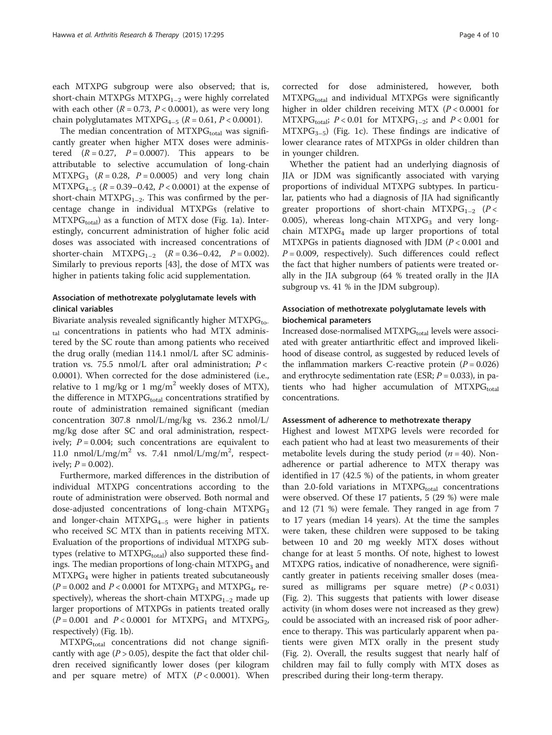each MTXPG subgroup were also observed; that is, short-chain MTXPGs $MTXPG_{1-2}$ were highly correlated with each other ($R = 0.73$, $P < 0.0001$), as were very long chain polyglutamates $MTXPG_{4-5}$ ($R = 0.61$, $P < 0.0001$).

The median concentration of $MTXPG_{total}$ was significantly greater when higher MTX doses were administered ($R = 0.27$, $P = 0.0007$). This appears to be attributable to selective accumulation of long-chain $MTXPG_3$ ($R = 0.28$, $P = 0.0005$) and very long chain $MTXPG_{4-5}$ ($R = 0.39–0.42$, $P < 0.0001$) at the expense of short-chain $MTXPG_{1-2}$. This was confirmed by the percentage change in individual MTXPGs (relative to $MTXPG_{total}$) as a function of MTX dose (Fig. 1a). Interestingly, concurrent administration of higher folic acid doses was associated with increased concentrations of shorter-chain $MTXPG_{1-2}$ ($R = 0.36–0.42$, $P = 0.002$). Similarly to previous reports [43], the dose of MTX was higher in patients taking folic acid supplementation.

### Association of methotrexate polyglutamate levels with clinical variables

Bivariate analysis revealed significantly higher $MTXPG_{total}$ concentrations in patients who had MTX administered by the SC route than among patients who received the drug orally (median 114.1 nmol/L after SC administration vs. 75.5 nmol/L after oral administration; $P < 0.0001$). When corrected for the dose administered (i.e., relative to 1 mg/kg or 1 $mg/m^2$ weekly doses of MTX), the difference in $MTXPG_{total}$ concentrations stratified by route of administration remained significant (median concentration 307.8 nmol/L/mg/kg vs. 236.2 nmol/L/mg/kg dose after SC and oral administration, respectively; $P = 0.004$; such concentrations are equivalent to 11.0 nmol/L/$mg/m^2$ vs. 7.41 nmol/L/$mg/m^2$, respectively; $P = 0.002$).

Furthermore, marked differences in the distribution of individual MTXPG concentrations according to the route of administration were observed. Both normal and dose-adjusted concentrations of long-chain $MTXPG_3$ and longer-chain $MTXPG_{4-5}$ were higher in patients who received SC MTX than in patients receiving MTX. Evaluation of the proportions of individual MTXPG subtypes (relative to $MTXPG_{total}$) also supported these findings. The median proportions of long-chain $MTXPG_3$ and $MTXPG_4$ were higher in patients treated subcutaneously ($P = 0.002$ and $P < 0.0001$ for $MTXPG_3$ and $MTXPG_4$, respectively), whereas the short-chain $MTXPG_{1-2}$ made up larger proportions of MTXPGs in patients treated orally ($P = 0.001$ and $P < 0.0001$ for $MTXPG_1$ and $MTXPG_2$, respectively) (Fig. 1b).

$MTXPG_{total}$ concentrations did not change significantly with age ($P > 0.05$), despite the fact that older children received significantly lower doses (per kilogram and per square metre) of MTX ($P < 0.0001$). When corrected for dose administered, however, both $MTXPG_{total}$ and individual MTXPGs were significantly higher in older children receiving MTX ($P < 0.0001$ for $MTXPG_{total}$; $P < 0.01$ for $MTXPG_{1-2}$; and $P < 0.001$ for $MTXPG_{3-5}$) (Fig. 1c). These findings are indicative of lower clearance rates of MTXPGs in older children than in younger children.

Whether the patient had an underlying diagnosis of JIA or JDM was significantly associated with varying proportions of individual MTXPG subtypes. In particular, patients who had a diagnosis of JIA had significantly greater proportions of short-chain $MTXPG_{1-2}$ ($P < 0.005$), whereas long-chain $MTXPG_3$ and very long-chain $MTXPG_4$ made up larger proportions of total MTXPGs in patients diagnosed with JDM ($P < 0.001$ and $P = 0.009$, respectively). Such differences could reflect the fact that higher numbers of patients were treated orally in the JIA subgroup (64 % treated orally in the JIA subgroup vs. 41 % in the JDM subgroup).

### Association of methotrexate polyglutamate levels with biochemical parameters

Increased dose-normalised $MTXPG_{total}$ levels were associated with greater antiarthritic effect and improved likelihood of disease control, as suggested by reduced levels of the inflammation markers C-reactive protein ($P = 0.026$) and erythrocyte sedimentation rate (ESR; $P = 0.033$), in patients who had higher accumulation of $MTXPG_{total}$ concentrations.

### Assessment of adherence to methotrexate therapy

Highest and lowest MTXPG levels were recorded for each patient who had at least two measurements of their metabolite levels during the study period ($n = 40$). Nonadherence or partial adherence to MTX therapy was identified in 17 (42.5 %) of the patients, in whom greater than 2.0-fold variations in $MTXPG_{total}$ concentrations were observed. Of these 17 patients, 5 (29 %) were male and 12 (71 %) were female. They ranged in age from 7 to 17 years (median 14 years). At the time the samples were taken, these children were supposed to be taking between 10 and 20 mg weekly MTX doses without change for at least 5 months. Of note, highest to lowest MTXPG ratios, indicative of nonadherence, were significantly greater in patients receiving smaller doses (measured as milligrams per square metre) ($P < 0.031$) (Fig. 2). This suggests that patients with lower disease activity (in whom doses were not increased as they grew) could be associated with an increased risk of poor adherence to therapy. This was particularly apparent when patients were given MTX orally in the present study (Fig. 2). Overall, the results suggest that nearly half of children may fail to fully comply with MTX doses as prescribed during their long-term therapy.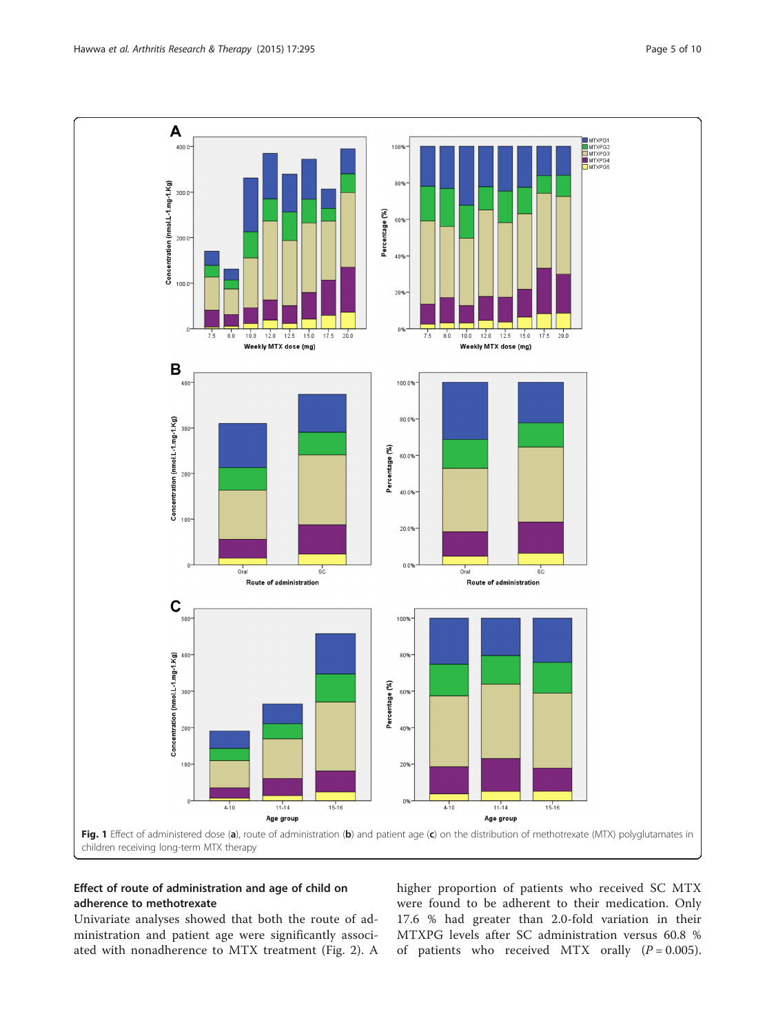Fig. 1 Effect of administered dose (**a**), route of administration (**b**) and patient age (**c**) on the distribution of methotrexate (MTX) polyglutamates in children receiving long-term MTX therapy

### Effect of route of administration and age of child on adherence to methotrexate

Univariate analyses showed that both the route of administration and patient age were significantly associated with nonadherence to MTX treatment (Fig. 2). A higher proportion of patients who received SC MTX were found to be adherent to their medication. Only 17.6 % had greater than 2.0-fold variation in their MTXPG levels after SC administration versus 60.8 % of patients who received MTX orally ($P = 0.005$).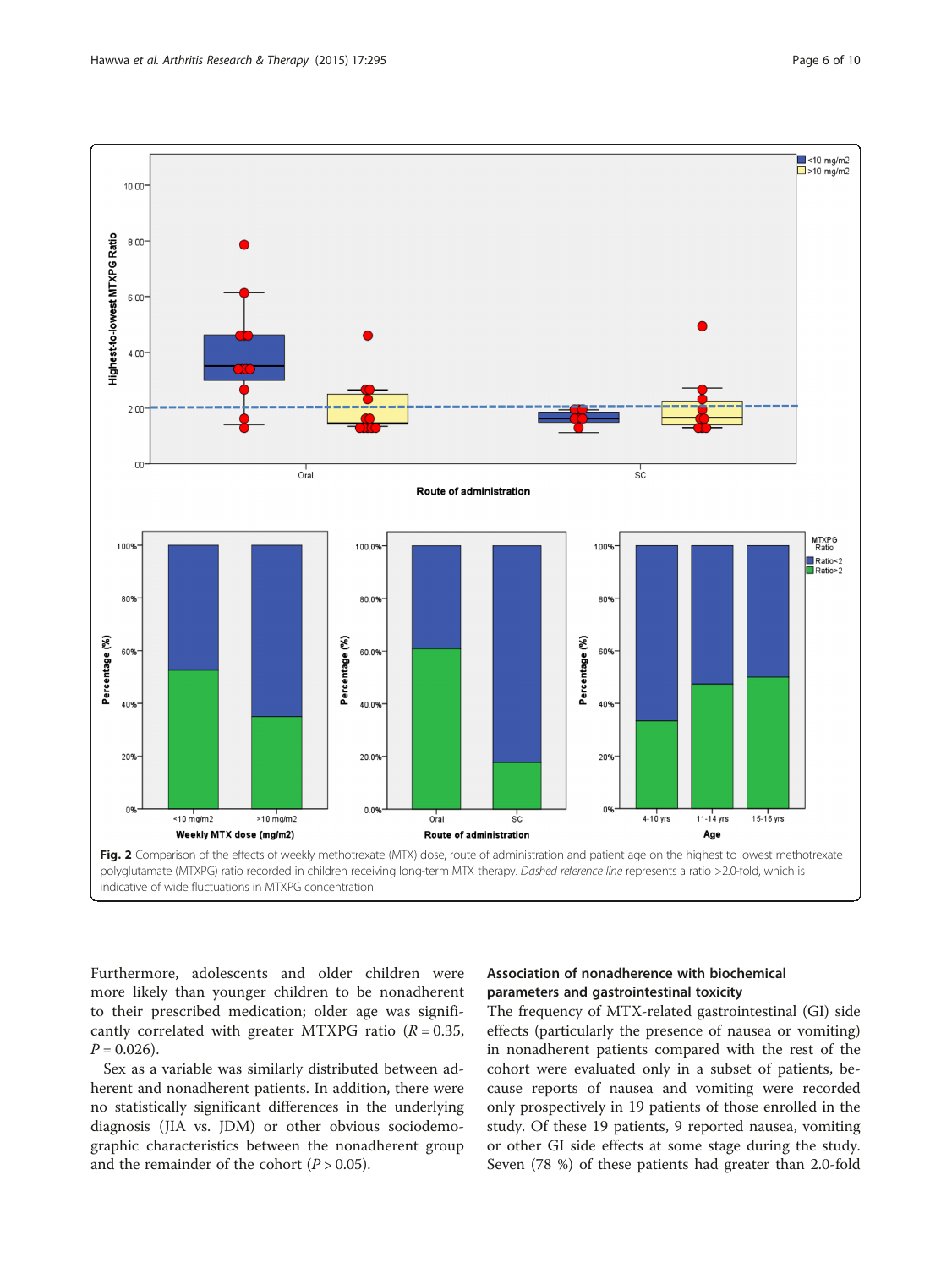Fig. 2 Comparison of the effects of weekly methotrexate (MTX) dose, route of administration and patient age on the highest to lowest methotrexate polyglutamate (MTXPG) ratio recorded in children receiving long-term MTX therapy. *Dashed reference line* represents a ratio >2.0-fold, which is indicative of wide fluctuations in MTXPG concentration

Furthermore, adolescents and older children were more likely than younger children to be nonadherent to their prescribed medication; older age was significantly correlated with greater MTXPG ratio ($R = 0.35$, $P = 0.026$).

Sex as a variable was similarly distributed between adherent and nonadherent patients. In addition, there were no statistically significant differences in the underlying diagnosis (JIA vs. JDM) or other obvious sociodemographic characteristics between the nonadherent group and the remainder of the cohort ($P > 0.05$).

### Association of nonadherence with biochemical parameters and gastrointestinal toxicity

The frequency of MTX-related gastrointestinal (GI) side effects (particularly the presence of nausea or vomiting) in nonadherent patients compared with the rest of the cohort were evaluated only in a subset of patients, because reports of nausea and vomiting were recorded only prospectively in 19 patients of those enrolled in the study. Of these 19 patients, 9 reported nausea, vomiting or other GI side effects at some stage during the study. Seven (78 %) of these patients had greater than 2.0-fold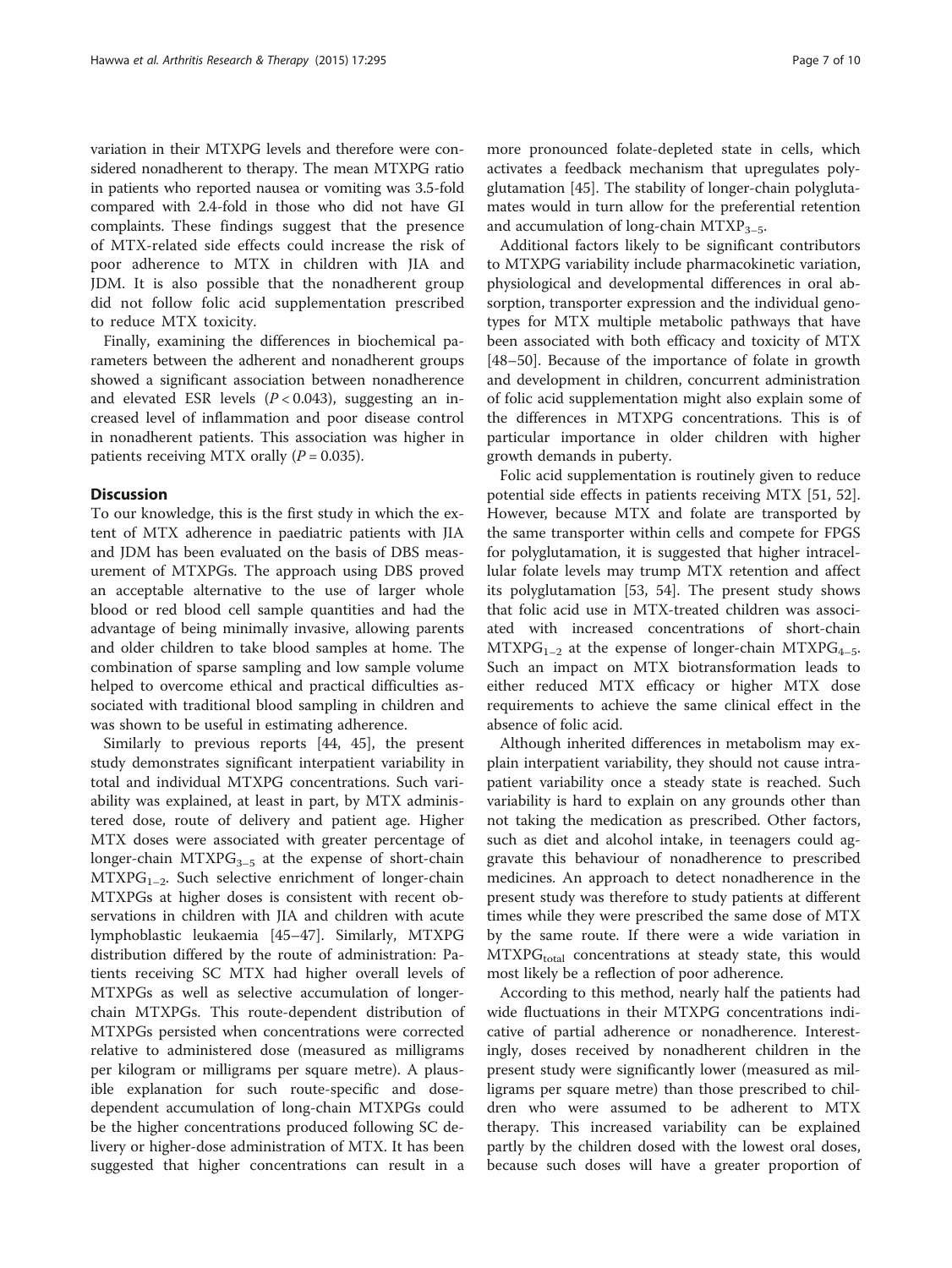variation in their MTXPG levels and therefore were considered nonadherent to therapy. The mean MTXPG ratio in patients who reported nausea or vomiting was 3.5-fold compared with 2.4-fold in those who did not have GI complaints. These findings suggest that the presence of MTX-related side effects could increase the risk of poor adherence to MTX in children with JIA and JDM. It is also possible that the nonadherent group did not follow folic acid supplementation prescribed to reduce MTX toxicity.

Finally, examining the differences in biochemical parameters between the adherent and nonadherent groups showed a significant association between nonadherence and elevated ESR levels ($P < 0.043$), suggesting an increased level of inflammation and poor disease control in nonadherent patients. This association was higher in patients receiving MTX orally ($P = 0.035$).

## Discussion

To our knowledge, this is the first study in which the extent of MTX adherence in paediatric patients with JIA and JDM has been evaluated on the basis of DBS measurement of MTXPGs. The approach using DBS proved an acceptable alternative to the use of larger whole blood or red blood cell sample quantities and had the advantage of being minimally invasive, allowing parents and older children to take blood samples at home. The combination of sparse sampling and low sample volume helped to overcome ethical and practical difficulties associated with traditional blood sampling in children and was shown to be useful in estimating adherence.

Similarly to previous reports [44, 45], the present study demonstrates significant interpatient variability in total and individual MTXPG concentrations. Such variability was explained, at least in part, by MTX administered dose, route of delivery and patient age. Higher MTX doses were associated with greater percentage of longer-chain $MTXPG_{3-5}$ at the expense of short-chain $MTXPG_{1-2}$. Such selective enrichment of longer-chain MTXPGs at higher doses is consistent with recent observations in children with JIA and children with acute lymphoblastic leukaemia [45–47]. Similarly, MTXPG distribution differed by the route of administration: Patients receiving SC MTX had higher overall levels of MTXPGs as well as selective accumulation of longer-chain MTXPGs. This route-dependent distribution of MTXPGs persisted when concentrations were corrected relative to administered dose (measured as milligrams per kilogram or milligrams per square metre). A plausible explanation for such route-specific and dose-dependent accumulation of long-chain MTXPGs could be the higher concentrations produced following SC delivery or higher-dose administration of MTX. It has been suggested that higher concentrations can result in a more pronounced folate-depleted state in cells, which activates a feedback mechanism that upregulates polyglutamation [45]. The stability of longer-chain polyglutamates would in turn allow for the preferential retention and accumulation of long-chain $MTXP_{3-5}$.

Additional factors likely to be significant contributors to MTXPG variability include pharmacokinetic variation, physiological and developmental differences in oral absorption, transporter expression and the individual genotypes for MTX multiple metabolic pathways that have been associated with both efficacy and toxicity of MTX [48–50]. Because of the importance of folate in growth and development in children, concurrent administration of folic acid supplementation might also explain some of the differences in MTXPG concentrations. This is of particular importance in older children with higher growth demands in puberty.

Folic acid supplementation is routinely given to reduce potential side effects in patients receiving MTX [51, 52]. However, because MTX and folate are transported by the same transporter within cells and compete for FPGS for polyglutamation, it is suggested that higher intracellular folate levels may trump MTX retention and affect its polyglutamation [53, 54]. The present study shows that folic acid use in MTX-treated children was associated with increased concentrations of short-chain $MTXPG_{1-2}$ at the expense of longer-chain $MTXPG_{4-5}$. Such an impact on MTX biotransformation leads to either reduced MTX efficacy or higher MTX dose requirements to achieve the same clinical effect in the absence of folic acid.

Although inherited differences in metabolism may explain interpatient variability, they should not cause intrapatient variability once a steady state is reached. Such variability is hard to explain on any grounds other than not taking the medication as prescribed. Other factors, such as diet and alcohol intake, in teenagers could aggravate this behaviour of nonadherence to prescribed medicines. An approach to detect nonadherence in the present study was therefore to study patients at different times while they were prescribed the same dose of MTX by the same route. If there were a wide variation in $MTXPG_{total}$ concentrations at steady state, this would most likely be a reflection of poor adherence.

According to this method, nearly half the patients had wide fluctuations in their MTXPG concentrations indicative of partial adherence or nonadherence. Interestingly, doses received by nonadherent children in the present study were significantly lower (measured as milligrams per square metre) than those prescribed to children who were assumed to be adherent to MTX therapy. This increased variability can be explained partly by the children dosed with the lowest oral doses, because such doses will have a greater proportion of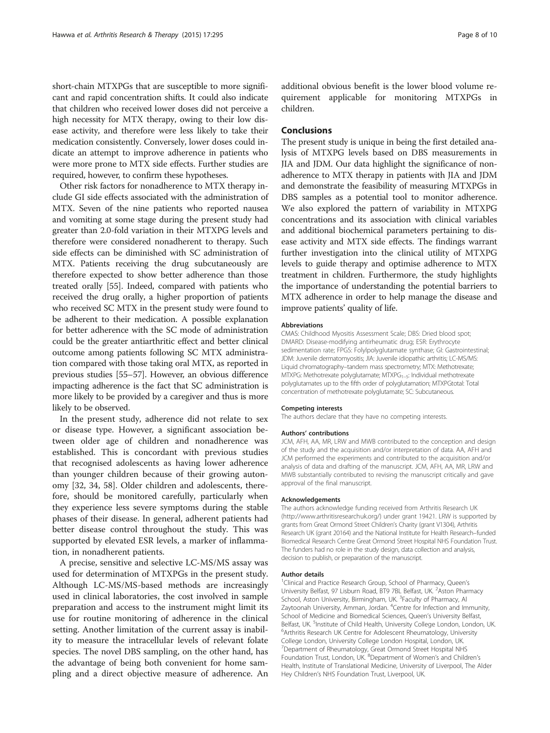short-chain MTXPGs that are susceptible to more significant and rapid concentration shifts. It could also indicate that children who received lower doses did not perceive a high necessity for MTX therapy, owing to their low disease activity, and therefore were less likely to take their medication consistently. Conversely, lower doses could indicate an attempt to improve adherence in patients who were more prone to MTX side effects. Further studies are required, however, to confirm these hypotheses.

Other risk factors for nonadherence to MTX therapy include GI side effects associated with the administration of MTX. Seven of the nine patients who reported nausea and vomiting at some stage during the present study had greater than 2.0-fold variation in their MTXPG levels and therefore were considered nonadherent to therapy. Such side effects can be diminished with SC administration of MTX. Patients receiving the drug subcutaneously are therefore expected to show better adherence than those treated orally [55]. Indeed, compared with patients who received the drug orally, a higher proportion of patients who received SC MTX in the present study were found to be adherent to their medication. A possible explanation for better adherence with the SC mode of administration could be the greater antiarthritic effect and better clinical outcome among patients following SC MTX administration compared with those taking oral MTX, as reported in previous studies [55–57]. However, an obvious difference impacting adherence is the fact that SC administration is more likely to be provided by a caregiver and thus is more likely to be observed.

In the present study, adherence did not relate to sex or disease type. However, a significant association between older age of children and nonadherence was established. This is concordant with previous studies that recognised adolescents as having lower adherence than younger children because of their growing autonomy [32, 34, 58]. Older children and adolescents, therefore, should be monitored carefully, particularly when they experience less severe symptoms during the stable phases of their disease. In general, adherent patients had better disease control throughout the study. This was supported by elevated ESR levels, a marker of inflammation, in nonadherent patients.

A precise, sensitive and selective LC-MS/MS assay was used for determination of MTXPGs in the present study. Although LC-MS/MS-based methods are increasingly used in clinical laboratories, the cost involved in sample preparation and access to the instrument might limit its use for routine monitoring of adherence in the clinical setting. Another limitation of the current assay is inability to measure the intracellular levels of relevant folate species. The novel DBS sampling, on the other hand, has the advantage of being both convenient for home sampling and a direct objective measure of adherence. An additional obvious benefit is the lower blood volume requirement applicable for monitoring MTXPGs in children.

## Conclusions

The present study is unique in being the first detailed analysis of MTXPG levels based on DBS measurements in JIA and JDM. Our data highlight the significance of nonadherence to MTX therapy in patients with JIA and JDM and demonstrate the feasibility of measuring MTXPGs in DBS samples as a potential tool to monitor adherence. We also explored the pattern of variability in MTXPG concentrations and its association with clinical variables and additional biochemical parameters pertaining to disease activity and MTX side effects. The findings warrant further investigation into the clinical utility of MTXPG levels to guide therapy and optimise adherence to MTX treatment in children. Furthermore, the study highlights the importance of understanding the potential barriers to MTX adherence in order to help manage the disease and improve patients' quality of life.

#### Abbreviations

CMAS: Childhood Myositis Assessment Scale; DBS: Dried blood spot; DMARD: Disease-modifying antirheumatic drug; ESR: Erythrocyte sedimentation rate; FPGS: Folylpolyglutamate synthase; GI: Gastrointestinal; JDM: Juvenile dermatomyositis; JIA: Juvenile idiopathic arthritis; LC-MS/MS: Liquid chromatography–tandem mass spectrometry; MTX: Methotrexate; MTXPG: Methotrexate polyglutamate; $MTXPG_{1-5}$: Individual methotrexate polyglutamates up to the fifth order of polyglutamation; MTXPGtotal: Total concentration of methotrexate polyglutamate; SC: Subcutaneous.

#### Competing interests

The authors declare that they have no competing interests.

#### Authors' contributions

JCM, AFH, AA, MR, LRW and MWB contributed to the conception and design of the study and the acquisition and/or interpretation of data. AA, AFH and JCM performed the experiments and contributed to the acquisition and/or analysis of data and drafting of the manuscript. JCM, AFH, AA, MR, LRW and MWB substantially contributed to revising the manuscript critically and gave approval of the final manuscript.

#### Acknowledgements

The authors acknowledge funding received from Arthritis Research UK (http://www.arthritisresearchuk.org/) under grant 19421. LRW is supported by grants from Great Ormond Street Children's Charity (grant V1304), Arthritis Research UK (grant 20164) and the National Institute for Health Research–funded Biomedical Research Centre Great Ormond Street Hospital NHS Foundation Trust. The funders had no role in the study design, data collection and analysis, decision to publish, or preparation of the manuscript.

#### Author details

[1]Clinical and Practice Research Group, School of Pharmacy, Queen's University Belfast, 97 Lisburn Road, BT9 7BL Belfast, UK. [2]Aston Pharmacy School, Aston University, Birmingham, UK. [3]Faculty of Pharmacy, Al Zaytoonah University, Amman, Jordan. [4]Centre for Infection and Immunity, School of Medicine and Biomedical Sciences, Queen's University Belfast, Belfast, UK. [5]Institute of Child Health, University College London, London, UK. [6]Arthritis Research UK Centre for Adolescent Rheumatology, University College London, University College London Hospital, London, UK. [7]Department of Rheumatology, Great Ormond Street Hospital NHS Foundation Trust, London, UK. [8]Department of Women's and Children's Health, Institute of Translational Medicine, University of Liverpool, The Alder Hey Children's NHS Foundation Trust, Liverpool, UK.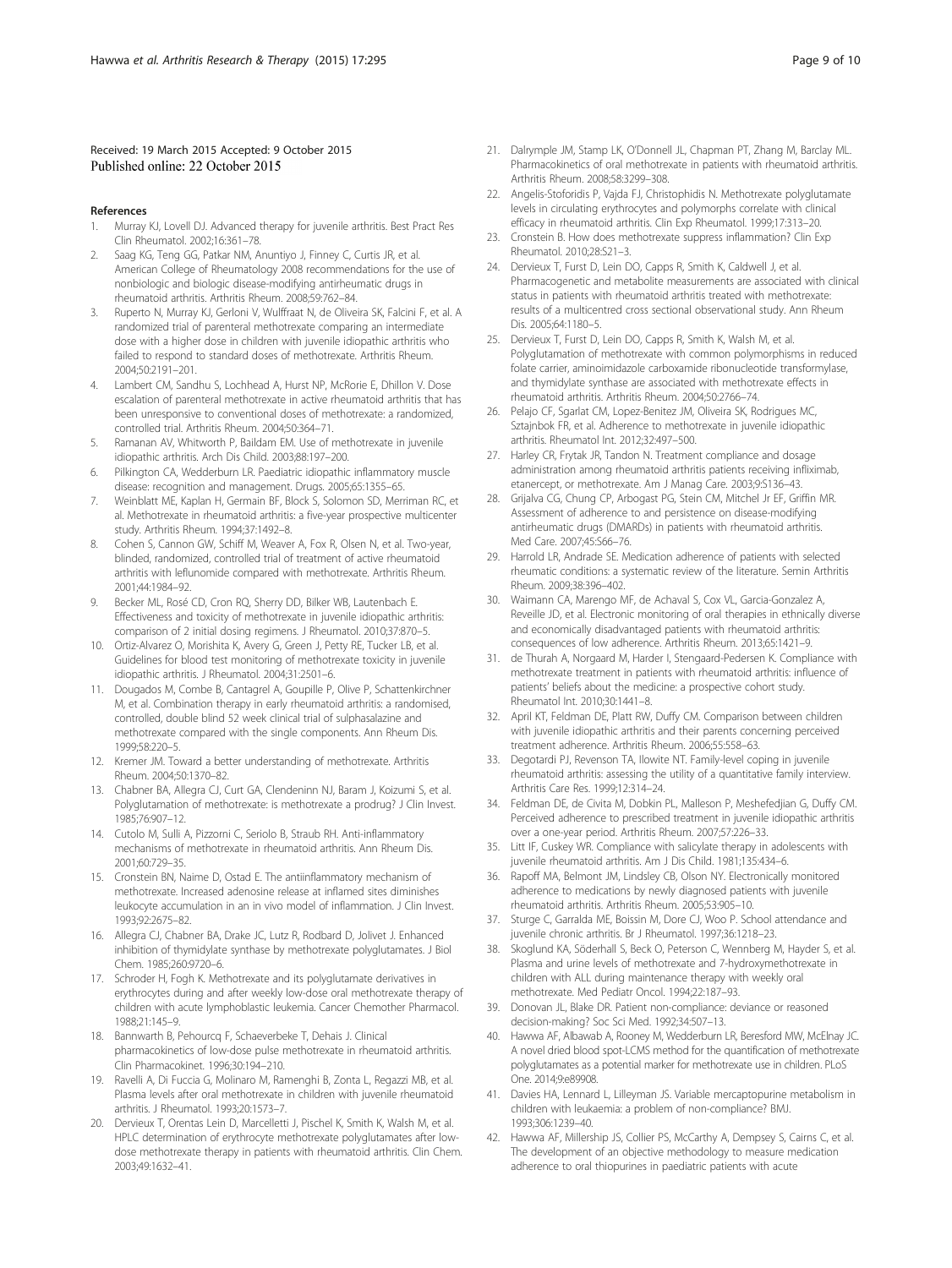Received: 19 March 2015 Accepted: 9 October 2015
Published online: 22 October 2015

## References

1. Murray KJ, Lovell DJ. Advanced therapy for juvenile arthritis. Best Pract Res Clin Rheumatol. 2002;16:361–78.
2. Saag KG, Teng GG, Patkar NM, Anuntiyo J, Finney C, Curtis JR, et al. American College of Rheumatology 2008 recommendations for the use of nonbiologic and biologic disease-modifying antirheumatic drugs in rheumatoid arthritis. Arthritis Rheum. 2008;59:762–84.
3. Ruperto N, Murray KJ, Gerloni V, Wulffraat N, de Oliveira SK, Falcini F, et al. A randomized trial of parenteral methotrexate comparing an intermediate dose with a higher dose in children with juvenile idiopathic arthritis who failed to respond to standard doses of methotrexate. Arthritis Rheum. 2004;50:2191–201.
4. Lambert CM, Sandhu S, Lochhead A, Hurst NP, McRorie E, Dhillon V. Dose escalation of parenteral methotrexate in active rheumatoid arthritis that has been unresponsive to conventional doses of methotrexate: a randomized, controlled trial. Arthritis Rheum. 2004;50:364–71.
5. Ramanan AV, Whitworth P, Baildam EM. Use of methotrexate in juvenile idiopathic arthritis. Arch Dis Child. 2003;88:197–200.
6. Pilkington CA, Wedderburn LR. Paediatric idiopathic inflammatory muscle disease: recognition and management. Drugs. 2005;65:1355–65.
7. Weinblatt ME, Kaplan H, Germain BF, Block S, Solomon SD, Merriman RC, et al. Methotrexate in rheumatoid arthritis: a five-year prospective multicenter study. Arthritis Rheum. 1994;37:1492–8.
8. Cohen S, Cannon GW, Schiff M, Weaver A, Fox R, Olsen N, et al. Two-year, blinded, randomized, controlled trial of treatment of active rheumatoid arthritis with leflunomide compared with methotrexate. Arthritis Rheum. 2001;44:1984–92.
9. Becker ML, Rosé CD, Cron RQ, Sherry DD, Bilker WB, Lautenbach E. Effectiveness and toxicity of methotrexate in juvenile idiopathic arthritis: comparison of 2 initial dosing regimens. J Rheumatol. 2010;37:870–5.
10. Ortiz-Alvarez O, Morishita K, Avery G, Green J, Petty RE, Tucker LB, et al. Guidelines for blood test monitoring of methotrexate toxicity in juvenile idiopathic arthritis. J Rheumatol. 2004;31:2501–6.
11. Dougados M, Combe B, Cantagrel A, Goupille P, Olive P, Schattenkirchner M, et al. Combination therapy in early rheumatoid arthritis: a randomised, controlled, double blind 52 week clinical trial of sulphasalazine and methotrexate compared with the single components. Ann Rheum Dis. 1999;58:220–5.
12. Kremer JM. Toward a better understanding of methotrexate. Arthritis Rheum. 2004;50:1370–82.
13. Chabner BA, Allegra CJ, Curt GA, Clendeninn NJ, Baram J, Koizumi S, et al. Polyglutamation of methotrexate: is methotrexate a prodrug? J Clin Invest. 1985;76:907–12.
14. Cutolo M, Sulli A, Pizzorni C, Seriolo B, Straub RH. Anti-inflammatory mechanisms of methotrexate in rheumatoid arthritis. Ann Rheum Dis. 2001;60:729–35.
15. Cronstein BN, Naime D, Ostad E. The antiinflammatory mechanism of methotrexate. Increased adenosine release at inflamed sites diminishes leukocyte accumulation in an in vivo model of inflammation. J Clin Invest. 1993;92:2675–82.
16. Allegra CJ, Chabner BA, Drake JC, Lutz R, Rodbard D, Jolivet J. Enhanced inhibition of thymidylate synthase by methotrexate polyglutamates. J Biol Chem. 1985;260:9720–6.
17. Schroder H, Fogh K. Methotrexate and its polyglutamate derivatives in erythrocytes during and after weekly low-dose oral methotrexate therapy of children with acute lymphoblastic leukemia. Cancer Chemother Pharmacol. 1988;21:145–9.
18. Bannwarth B, Pehourcq F, Schaeverbeke T, Dehais J. Clinical pharmacokinetics of low-dose pulse methotrexate in rheumatoid arthritis. Clin Pharmacokinet. 1996;30:194–210.
19. Ravelli A, Di Fuccia G, Molinaro M, Ramenghi B, Zonta L, Regazzi MB, et al. Plasma levels after oral methotrexate in children with juvenile rheumatoid arthritis. J Rheumatol. 1993;20:1573–7.
20. Dervieux T, Orentas Lein D, Marcelletti J, Pischel K, Smith K, Walsh M, et al. HPLC determination of erythrocyte methotrexate polyglutamates after low-dose methotrexate therapy in patients with rheumatoid arthritis. Clin Chem. 2003;49:1632–41.
21. Dalrymple JM, Stamp LK, O'Donnell JL, Chapman PT, Zhang M, Barclay ML. Pharmacokinetics of oral methotrexate in patients with rheumatoid arthritis. Arthritis Rheum. 2008;58:3299–308.
22. Angelis-Stoforidis P, Vajda FJ, Christophidis N. Methotrexate polyglutamate levels in circulating erythrocytes and polymorphs correlate with clinical efficacy in rheumatoid arthritis. Clin Exp Rheumatol. 1999;17:313–20.
23. Cronstein B. How does methotrexate suppress inflammation? Clin Exp Rheumatol. 2010;28:S21–3.
24. Dervieux T, Furst D, Lein DO, Capps R, Smith K, Caldwell J, et al. Pharmacogenetic and metabolite measurements are associated with clinical status in patients with rheumatoid arthritis treated with methotrexate: results of a multicentred cross sectional observational study. Ann Rheum Dis. 2005;64:1180–5.
25. Dervieux T, Furst D, Lein DO, Capps R, Smith K, Walsh M, et al. Polyglutamation of methotrexate with common polymorphisms in reduced folate carrier, aminoimidazole carboxamide ribonucleotide transformylase, and thymidylate synthase are associated with methotrexate effects in rheumatoid arthritis. Arthritis Rheum. 2004;50:2766–74.
26. Pelajo CF, Sgarlat CM, Lopez-Benitez JM, Oliveira SK, Rodrigues MC, Sztajnbok FR, et al. Adherence to methotrexate in juvenile idiopathic arthritis. Rheumatol Int. 2012;32:497–500.
27. Harley CR, Frytak JR, Tandon N. Treatment compliance and dosage administration among rheumatoid arthritis patients receiving infliximab, etanercept, or methotrexate. Am J Manag Care. 2003;9:S136–43.
28. Grijalva CG, Chung CP, Arbogast PG, Stein CM, Mitchel Jr EF, Griffin MR. Assessment of adherence to and persistence on disease-modifying antirheumatic drugs (DMARDs) in patients with rheumatoid arthritis. Med Care. 2007;45:S66–76.
29. Harrold LR, Andrade SE. Medication adherence of patients with selected rheumatic conditions: a systematic review of the literature. Semin Arthritis Rheum. 2009;38:396–402.
30. Waimann CA, Marengo MF, de Achaval S, Cox VL, Garcia-Gonzalez A, Reveille JD, et al. Electronic monitoring of oral therapies in ethnically diverse and economically disadvantaged patients with rheumatoid arthritis: consequences of low adherence. Arthritis Rheum. 2013;65:1421–9.
31. de Thurah A, Norgaard M, Harder I, Stengaard-Pedersen K. Compliance with methotrexate treatment in patients with rheumatoid arthritis: influence of patients' beliefs about the medicine: a prospective cohort study. Rheumatol Int. 2010;30:1441–8.
32. April KT, Feldman DE, Platt RW, Duffy CM. Comparison between children with juvenile idiopathic arthritis and their parents concerning perceived treatment adherence. Arthritis Rheum. 2006;55:558–63.
33. Degotardi PJ, Revenson TA, Ilowite NT. Family-level coping in juvenile rheumatoid arthritis: assessing the utility of a quantitative family interview. Arthritis Care Res. 1999;12:314–24.
34. Feldman DE, de Civita M, Dobkin PL, Malleson P, Meshefedjian G, Duffy CM. Perceived adherence to prescribed treatment in juvenile idiopathic arthritis over a one-year period. Arthritis Rheum. 2007;57:226–33.
35. Litt IF, Cuskey WR. Compliance with salicylate therapy in adolescents with juvenile rheumatoid arthritis. Am J Dis Child. 1981;135:434–6.
36. Rapoff MA, Belmont JM, Lindsley CB, Olson NY. Electronically monitored adherence to medications by newly diagnosed patients with juvenile rheumatoid arthritis. Arthritis Rheum. 2005;53:905–10.
37. Sturge C, Garralda ME, Boissin M, Dore CJ, Woo P. School attendance and juvenile chronic arthritis. Br J Rheumatol. 1997;36:1218–23.
38. Skoglund KA, Söderhall S, Beck O, Peterson C, Wennberg M, Hayder S, et al. Plasma and urine levels of methotrexate and 7-hydroxymethotrexate in children with ALL during maintenance therapy with weekly oral methotrexate. Med Pediatr Oncol. 1994;22:187–93.
39. Donovan JL, Blake DR. Patient non-compliance: deviance or reasoned decision-making? Soc Sci Med. 1992;34:507–13.
40. Hawwa AF, Albawab A, Rooney M, Wedderburn LR, Beresford MW, McElnay JC. A novel dried blood spot-LCMS method for the quantification of methotrexate polyglutamates as a potential marker for methotrexate use in children. PLoS One. 2014;9:e89908.
41. Davies HA, Lennard L, Lilleyman JS. Variable mercaptopurine metabolism in children with leukaemia: a problem of non-compliance? BMJ. 1993;306:1239–40.
42. Hawwa AF, Millership JS, Collier PS, McCarthy A, Dempsey S, Cairns C, et al. The development of an objective methodology to measure medication adherence to oral thiopurines in paediatric patients with acute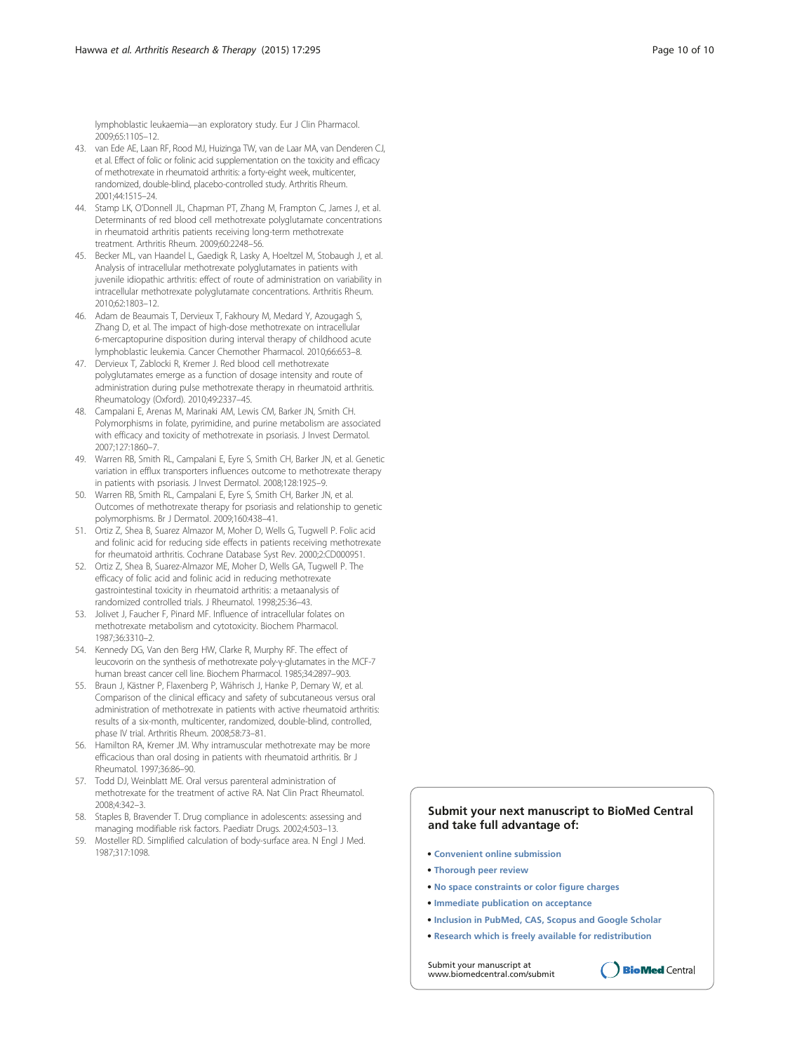lymphoblastic leukaemia—an exploratory study. Eur J Clin Pharmacol. 2009;65:1105–12.

43. van Ede AE, Laan RF, Rood MJ, Huizinga TW, van de Laar MA, van Denderen CJ, et al. Effect of folic or folinic acid supplementation on the toxicity and efficacy of methotrexate in rheumatoid arthritis: a forty-eight week, multicenter, randomized, double-blind, placebo-controlled study. Arthritis Rheum. 2001;44:1515–24.
44. Stamp LK, O'Donnell JL, Chapman PT, Zhang M, Frampton C, James J, et al. Determinants of red blood cell methotrexate polyglutamate concentrations in rheumatoid arthritis patients receiving long-term methotrexate treatment. Arthritis Rheum. 2009;60:2248–56.
45. Becker ML, van Haandel L, Gaedigk R, Lasky A, Hoeltzel M, Stobaugh J, et al. Analysis of intracellular methotrexate polyglutamates in patients with juvenile idiopathic arthritis: effect of route of administration on variability in intracellular methotrexate polyglutamate concentrations. Arthritis Rheum. 2010;62:1803–12.
46. Adam de Beaumais T, Dervieux T, Fakhoury M, Medard Y, Azougagh S, Zhang D, et al. The impact of high-dose methotrexate on intracellular 6-mercaptopurine disposition during interval therapy of childhood acute lymphoblastic leukemia. Cancer Chemother Pharmacol. 2010;66:653–8.
47. Dervieux T, Zablocki R, Kremer J. Red blood cell methotrexate polyglutamates emerge as a function of dosage intensity and route of administration during pulse methotrexate therapy in rheumatoid arthritis. Rheumatology (Oxford). 2010;49:2337–45.
48. Campalani E, Arenas M, Marinaki AM, Lewis CM, Barker JN, Smith CH. Polymorphisms in folate, pyrimidine, and purine metabolism are associated with efficacy and toxicity of methotrexate in psoriasis. J Invest Dermatol. 2007;127:1860–7.
49. Warren RB, Smith RL, Campalani E, Eyre S, Smith CH, Barker JN, et al. Genetic variation in efflux transporters influences outcome to methotrexate therapy in patients with psoriasis. J Invest Dermatol. 2008;128:1925–9.
50. Warren RB, Smith RL, Campalani E, Eyre S, Smith CH, Barker JN, et al. Outcomes of methotrexate therapy for psoriasis and relationship to genetic polymorphisms. Br J Dermatol. 2009;160:438–41.
51. Ortiz Z, Shea B, Suarez Almazor M, Moher D, Wells G, Tugwell P. Folic acid and folinic acid for reducing side effects in patients receiving methotrexate for rheumatoid arthritis. Cochrane Database Syst Rev. 2000;2:CD000951.
52. Ortiz Z, Shea B, Suarez-Almazor ME, Moher D, Wells GA, Tugwell P. The efficacy of folic acid and folinic acid in reducing methotrexate gastrointestinal toxicity in rheumatoid arthritis: a metaanalysis of randomized controlled trials. J Rheumatol. 1998;25:36–43.
53. Jolivet J, Faucher F, Pinard MF. Influence of intracellular folates on methotrexate metabolism and cytotoxicity. Biochem Pharmacol. 1987;36:3310–2.
54. Kennedy DG, Van den Berg HW, Clarke R, Murphy RF. The effect of leucovorin on the synthesis of methotrexate poly-γ-glutamates in the MCF-7 human breast cancer cell line. Biochem Pharmacol. 1985;34:2897–903.
55. Braun J, Kästner P, Flaxenberg P, Währisch J, Hanke P, Demary W, et al. Comparison of the clinical efficacy and safety of subcutaneous versus oral administration of methotrexate in patients with active rheumatoid arthritis: results of a six-month, multicenter, randomized, double-blind, controlled, phase IV trial. Arthritis Rheum. 2008;58:73–81.
56. Hamilton RA, Kremer JM. Why intramuscular methotrexate may be more efficacious than oral dosing in patients with rheumatoid arthritis. Br J Rheumatol. 1997;36:86–90.
57. Todd DJ, Weinblatt ME. Oral versus parenteral administration of methotrexate for the treatment of active RA. Nat Clin Pract Rheumatol. 2008;4:342–3.
58. Staples B, Bravender T. Drug compliance in adolescents: assessing and managing modifiable risk factors. Paediatr Drugs. 2002;4:503–13.
59. Mosteller RD. Simplified calculation of body-surface area. N Engl J Med. 1987;317:1098.

**Submit your next manuscript to BioMed Central and take full advantage of:**

- **Convenient online submission**
- **Thorough peer review**
- **No space constraints or color figure charges**
- **Immediate publication on acceptance**
- **Inclusion in PubMed, CAS, Scopus and Google Scholar**
- **Research which is freely available for redistribution**

Submit your manuscript at
www.biomedcentral.com/submit

BioMed Central